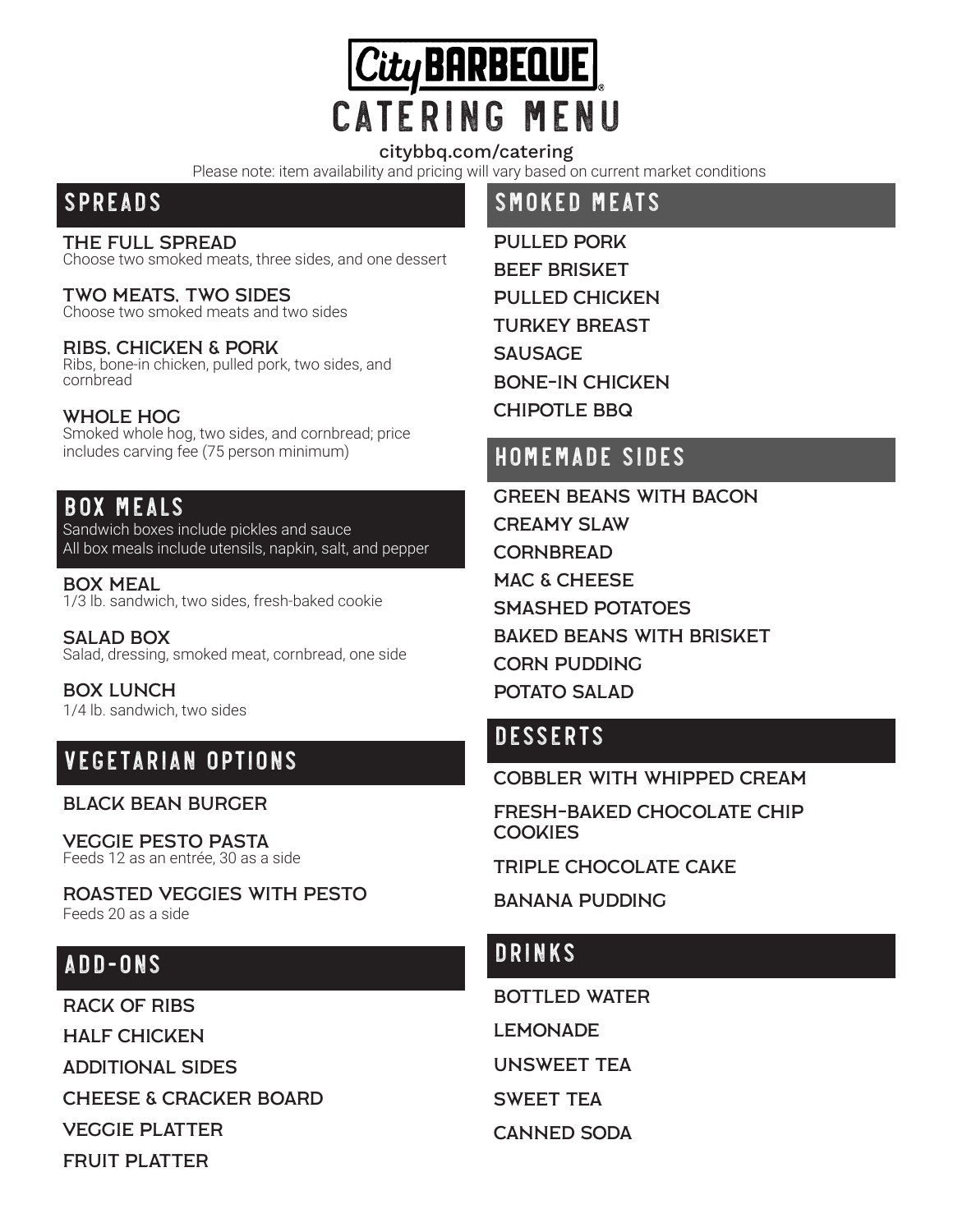# City BARBEQUE® CATERING MENU

citybbq.com/catering

Please note: item availability and pricing will vary based on current market conditions

## SPREADS

**THE FULL SPREAD**
Choose two smoked meats, three sides, and one dessert

**TWO MEATS, TWO SIDES**
Choose two smoked meats and two sides

**RIBS, CHICKEN & PORK**
Ribs, bone-in chicken, pulled pork, two sides, and cornbread

**WHOLE HOG**
Smoked whole hog, two sides, and cornbread; price includes carving fee (75 person minimum)

## BOX MEALS

Sandwich boxes include pickles and sauce
All box meals include utensils, napkin, salt, and pepper

**BOX MEAL**
1/3 lb. sandwich, two sides, fresh-baked cookie

**SALAD BOX**
Salad, dressing, smoked meat, cornbread, one side

**BOX LUNCH**
1/4 lb. sandwich, two sides

## VEGETARIAN OPTIONS

**BLACK BEAN BURGER**

**VEGGIE PESTO PASTA**
Feeds 12 as an entrée, 30 as a side

**ROASTED VEGGIES WITH PESTO**
Feeds 20 as a side

## ADD-ONS

- RACK OF RIBS
- HALF CHICKEN
- ADDITIONAL SIDES
- CHEESE & CRACKER BOARD
- VEGGIE PLATTER
- FRUIT PLATTER

## SMOKED MEATS

- PULLED PORK
- BEEF BRISKET
- PULLED CHICKEN
- TURKEY BREAST
- SAUSAGE
- BONE-IN CHICKEN
- CHIPOTLE BBQ

## HOMEMADE SIDES

- GREEN BEANS WITH BACON
- CREAMY SLAW
- CORNBREAD
- MAC & CHEESE
- SMASHED POTATOES
- BAKED BEANS WITH BRISKET
- CORN PUDDING
- POTATO SALAD

## DESSERTS

- COBBLER WITH WHIPPED CREAM
- FRESH-BAKED CHOCOLATE CHIP COOKIES
- TRIPLE CHOCOLATE CAKE
- BANANA PUDDING

## DRINKS

- BOTTLED WATER
- LEMONADE
- UNSWEET TEA
- SWEET TEA
- CANNED SODA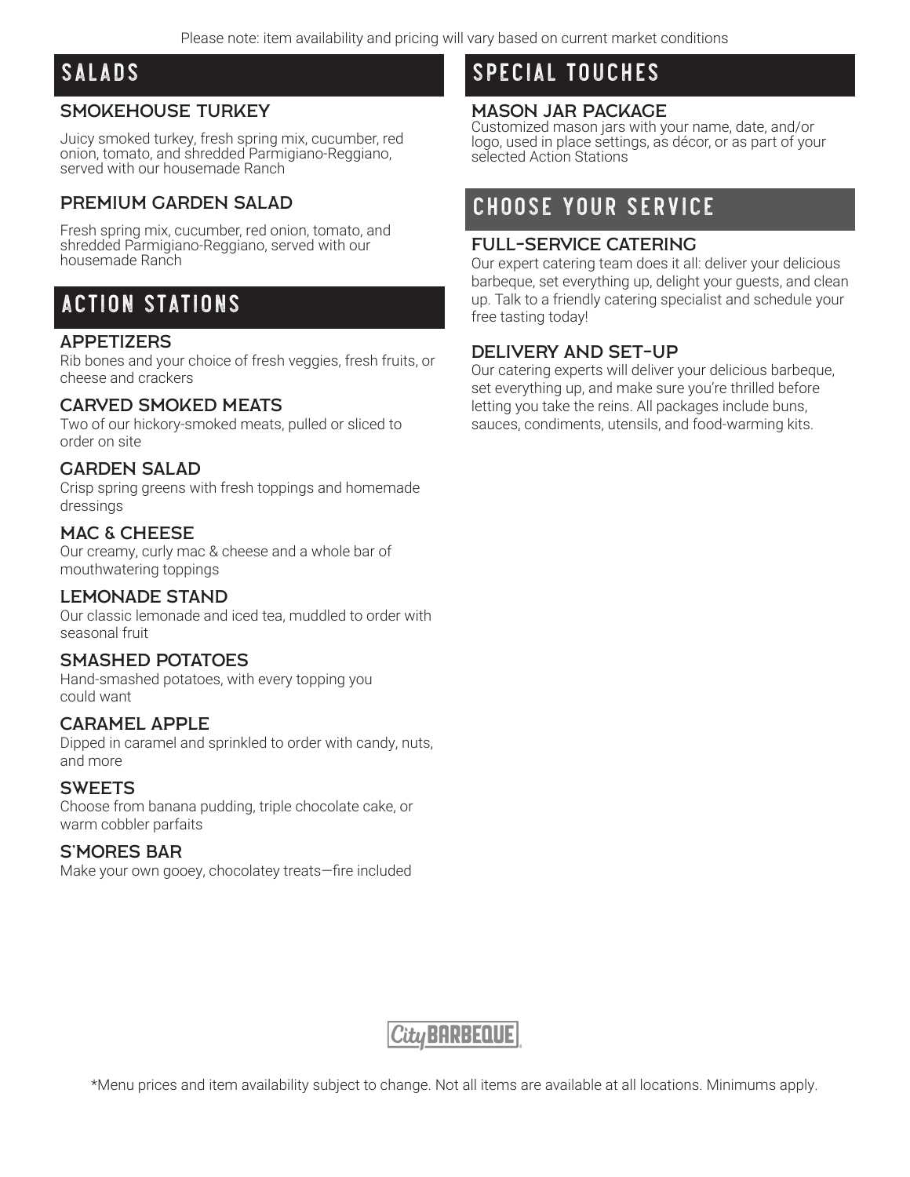Please note: item availability and pricing will vary based on current market conditions

## SALADS

### SMOKEHOUSE TURKEY

Juicy smoked turkey, fresh spring mix, cucumber, red onion, tomato, and shredded Parmigiano-Reggiano, served with our housemade Ranch

### PREMIUM GARDEN SALAD

Fresh spring mix, cucumber, red onion, tomato, and shredded Parmigiano-Reggiano, served with our housemade Ranch

## ACTION STATIONS

### APPETIZERS

Rib bones and your choice of fresh veggies, fresh fruits, or cheese and crackers

### CARVED SMOKED MEATS

Two of our hickory-smoked meats, pulled or sliced to order on site

### GARDEN SALAD

Crisp spring greens with fresh toppings and homemade dressings

### MAC & CHEESE

Our creamy, curly mac & cheese and a whole bar of mouthwatering toppings

### LEMONADE STAND

Our classic lemonade and iced tea, muddled to order with seasonal fruit

### SMASHED POTATOES

Hand-smashed potatoes, with every topping you could want

### CARAMEL APPLE

Dipped in caramel and sprinkled to order with candy, nuts, and more

### SWEETS

Choose from banana pudding, triple chocolate cake, or warm cobbler parfaits

### S'MORES BAR

Make your own gooey, chocolatey treats—fire included

## SPECIAL TOUCHES

### MASON JAR PACKAGE

Customized mason jars with your name, date, and/or logo, used in place settings, as décor, or as part of your selected Action Stations

## CHOOSE YOUR SERVICE

### FULL-SERVICE CATERING

Our expert catering team does it all: deliver your delicious barbeque, set everything up, delight your guests, and clean up. Talk to a friendly catering specialist and schedule your free tasting today!

### DELIVERY AND SET-UP

Our catering experts will deliver your delicious barbeque, set everything up, and make sure you're thrilled before letting you take the reins. All packages include buns, sauces, condiments, utensils, and food-warming kits.

City BARBEQUE

*Menu prices and item availability subject to change. Not all items are available at all locations. Minimums apply.